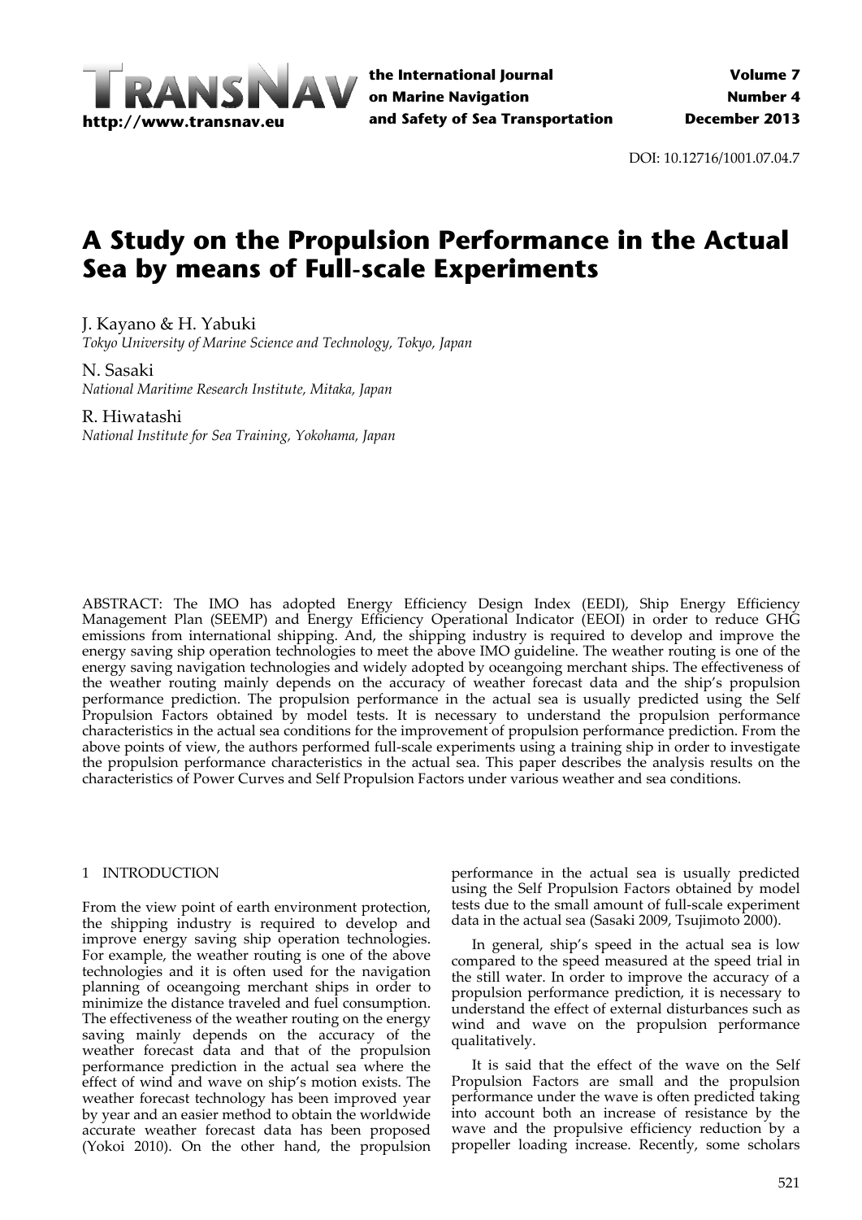DOI: 10.12716/1001.07.04.7

# A Study on the Propulsion Performance in the Actual Sea by means of Full-scale Experiments

J. Kayano & H. Yabuki
*Tokyo University of Marine Science and Technology, Tokyo, Japan*

N. Sasaki
*National Maritime Research Institute, Mitaka, Japan*

R. Hiwatashi
*National Institute for Sea Training, Yokohama, Japan*

ABSTRACT: The IMO has adopted Energy Efficiency Design Index (EEDI), Ship Energy Efficiency Management Plan (SEEMP) and Energy Efficiency Operational Indicator (EEOI) in order to reduce GHG emissions from international shipping. And, the shipping industry is required to develop and improve the energy saving ship operation technologies to meet the above IMO guideline. The weather routing is one of the energy saving navigation technologies and widely adopted by oceangoing merchant ships. The effectiveness of the weather routing mainly depends on the accuracy of weather forecast data and the ship's propulsion performance prediction. The propulsion performance in the actual sea is usually predicted using the Self Propulsion Factors obtained by model tests. It is necessary to understand the propulsion performance characteristics in the actual sea conditions for the improvement of propulsion performance prediction. From the above points of view, the authors performed full-scale experiments using a training ship in order to investigate the propulsion performance characteristics in the actual sea. This paper describes the analysis results on the characteristics of Power Curves and Self Propulsion Factors under various weather and sea conditions.

## 1 INTRODUCTION

From the view point of earth environment protection, the shipping industry is required to develop and improve energy saving ship operation technologies. For example, the weather routing is one of the above technologies and it is often used for the navigation planning of oceangoing merchant ships in order to minimize the distance traveled and fuel consumption. The effectiveness of the weather routing on the energy saving mainly depends on the accuracy of the weather forecast data and that of the propulsion performance prediction in the actual sea where the effect of wind and wave on ship's motion exists. The weather forecast technology has been improved year by year and an easier method to obtain the worldwide accurate weather forecast data has been proposed (Yokoi 2010). On the other hand, the propulsion performance in the actual sea is usually predicted using the Self Propulsion Factors obtained by model tests due to the small amount of full-scale experiment data in the actual sea (Sasaki 2009, Tsujimoto 2000).

In general, ship's speed in the actual sea is low compared to the speed measured at the speed trial in the still water. In order to improve the accuracy of a propulsion performance prediction, it is necessary to understand the effect of external disturbances such as wind and wave on the propulsion performance qualitatively.

It is said that the effect of the wave on the Self Propulsion Factors are small and the propulsion performance under the wave is often predicted taking into account both an increase of resistance by the wave and the propulsive efficiency reduction by a propeller loading increase. Recently, some scholars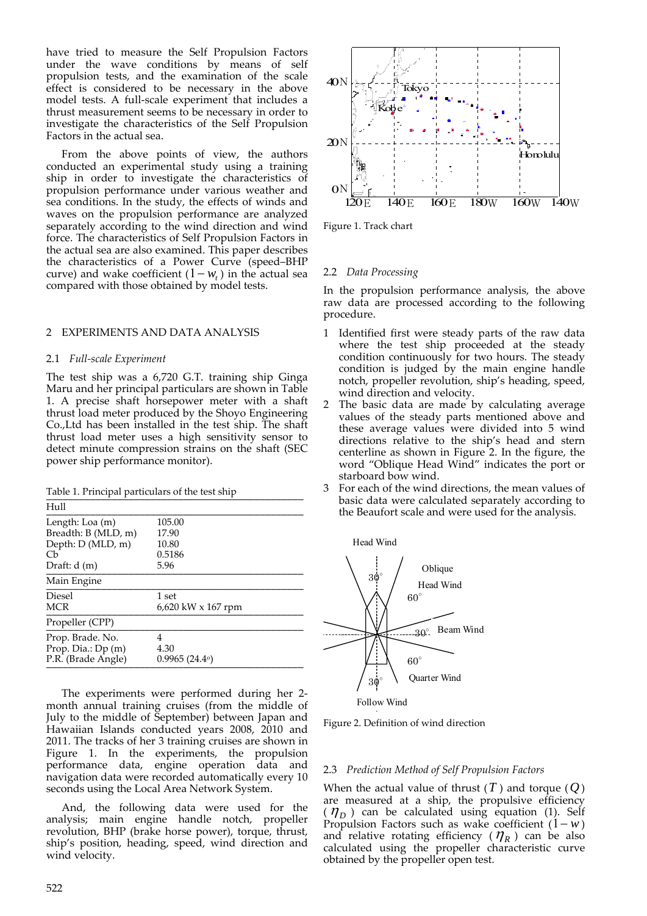have tried to measure the Self Propulsion Factors under the wave conditions by means of self propulsion tests, and the examination of the scale effect is considered to be necessary in the above model tests. A full-scale experiment that includes a thrust measurement seems to be necessary in order to investigate the characteristics of the Self Propulsion Factors in the actual sea.

From the above points of view, the authors conducted an experimental study using a training ship in order to investigate the characteristics of propulsion performance under various weather and sea conditions. In the study, the effects of winds and waves on the propulsion performance are analyzed separately according to the wind direction and wind force. The characteristics of Self Propulsion Factors in the actual sea are also examined. This paper describes the characteristics of a Power Curve (speed–BHP curve) and wake coefficient ($1-w_t$) in the actual sea compared with those obtained by model tests.

## 2 EXPERIMENTS AND DATA ANALYSIS

### 2.1 *Full-scale Experiment*

The test ship was a 6,720 G.T. training ship Ginga Maru and her principal particulars are shown in Table 1. A precise shaft horsepower meter with a shaft thrust load meter produced by the Shoyo Engineering Co.,Ltd has been installed in the test ship. The shaft thrust load meter uses a high sensitivity sensor to detect minute compression strains on the shaft (SEC power ship performance monitor).

Table 1. Principal particulars of the test ship

| Hull | |
|---|---|
| Length: Loa (m) | 105.00 |
| Breadth: B (MLD, m) | 17.90 |
| Depth: D (MLD, m) | 10.80 |
| Cb | 0.5186 |
| Draft: d (m) | 5.96 |
| **Main Engine** | |
| Diesel | 1 set |
| MCR | 6,620 kW x 167 rpm |
| **Propeller (CPP)** | |
| Prop. Brade. No. | 4 |
| Prop. Dia.: Dp (m) | 4.30 |
| P.R. (Brade Angle) | 0.9965 (24.4°) |

The experiments were performed during her 2-month annual training cruises (from the middle of July to the middle of September) between Japan and Hawaiian Islands conducted years 2008, 2010 and 2011. The tracks of her 3 training cruises are shown in Figure 1. In the experiments, the propulsion performance data, engine operation data and navigation data were recorded automatically every 10 seconds using the Local Area Network System.

And, the following data were used for the analysis; main engine handle notch, propeller revolution, BHP (brake horse power), torque, thrust, ship's position, heading, speed, wind direction and wind velocity.

Figure 1. Track chart

### 2.2 *Data Processing*

In the propulsion performance analysis, the above raw data are processed according to the following procedure.

1. Identified first were steady parts of the raw data where the test ship proceeded at the steady condition continuously for two hours. The steady condition is judged by the main engine handle notch, propeller revolution, ship's heading, speed, wind direction and velocity.
2. The basic data are made by calculating average values of the steady parts mentioned above and these average values were divided into 5 wind directions relative to the ship's head and stern centerline as shown in Figure 2. In the figure, the word "Oblique Head Wind" indicates the port or starboard bow wind.
3. For each of the wind directions, the mean values of basic data were calculated separately according to the Beaufort scale and were used for the analysis.

Figure 2. Definition of wind direction

### 2.3 *Prediction Method of Self Propulsion Factors*

When the actual value of thrust ($T$) and torque ($Q$) are measured at a ship, the propulsive efficiency ($\eta_D$) can be calculated using equation (1). Self Propulsion Factors such as wake coefficient ($1-w$) and relative rotating efficiency ($\eta_R$) can be also calculated using the propeller characteristic curve obtained by the propeller open test.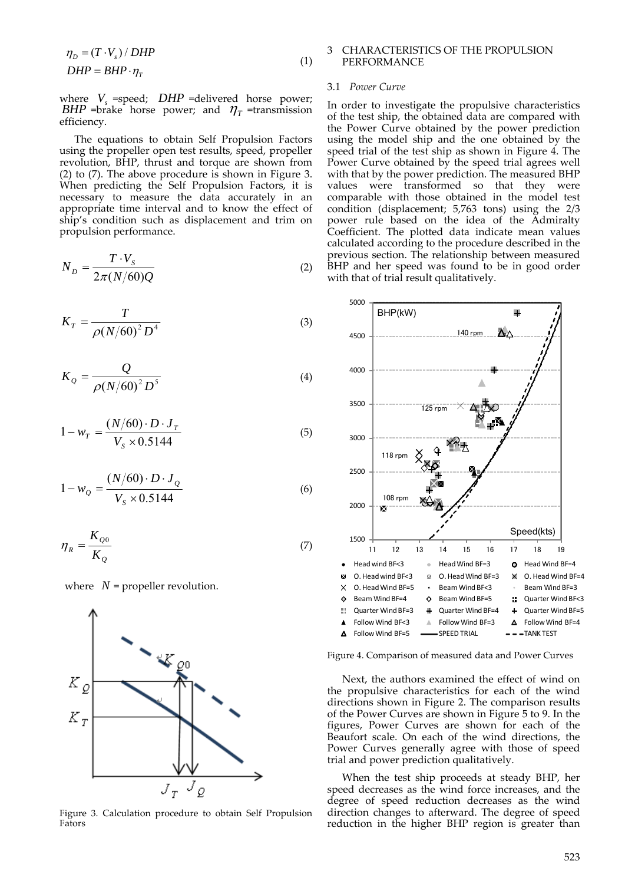$$\eta_D = (T \cdot V_s) / DHP$$
$$DHP = BHP \cdot \eta_T \tag{1}$$

where $V_s$ =speed; $DHP$ =delivered horse power; $BHP$ =brake horse power; and $\eta_T$ =transmission efficiency.

The equations to obtain Self Propulsion Factors using the propeller open test results, speed, propeller revolution, BHP, thrust and torque are shown from (2) to (7). The above procedure is shown in Figure 3. When predicting the Self Propulsion Factors, it is necessary to measure the data accurately in an appropriate time interval and to know the effect of ship's condition such as displacement and trim on propulsion performance.

$$N_D = \frac{T \cdot V_S}{2\pi (N/60) Q} \tag{2}$$

$$K_T = \frac{T}{\rho (N/60)^2 D^4} \tag{3}$$

$$K_Q = \frac{Q}{\rho (N/60)^2 D^5} \tag{4}$$

$$1 - w_T = \frac{(N/60) \cdot D \cdot J_T}{V_S \times 0.5144} \tag{5}$$

$$1 - w_Q = \frac{(N/60) \cdot D \cdot J_Q}{V_S \times 0.5144} \tag{6}$$

$$\eta_R = \frac{K_{Q0}}{K_Q} \tag{7}$$

where $N$ = propeller revolution.

Figure 3. Calculation procedure to obtain Self Propulsion Fators

## 3 CHARACTERISTICS OF THE PROPULSION PERFORMANCE

### 3.1 *Power Curve*

In order to investigate the propulsive characteristics of the test ship, the obtained data are compared with the Power Curve obtained by the power prediction using the model ship and the one obtained by the speed trial of the test ship as shown in Figure 4. The Power Curve obtained by the speed trial agrees well with that by the power prediction. The measured BHP values were transformed so that they were comparable with those obtained in the model test condition (displacement; 5,763 tons) using the 2/3 power rule based on the idea of the Admiralty Coefficient. The plotted data indicate mean values calculated according to the procedure described in the previous section. The relationship between measured BHP and her speed was found to be in good order with that of trial result qualitatively.

Figure 4. Comparison of measured data and Power Curves

Next, the authors examined the effect of wind on the propulsive characteristics for each of the wind directions shown in Figure 2. The comparison results of the Power Curves are shown in Figure 5 to 9. In the figures, Power Curves are shown for each of the Beaufort scale. On each of the wind directions, the Power Curves generally agree with those of speed trial and power prediction qualitatively.

When the test ship proceeds at steady BHP, her speed decreases as the wind force increases, and the degree of speed reduction decreases as the wind direction changes to afterward. The degree of speed reduction in the higher BHP region is greater than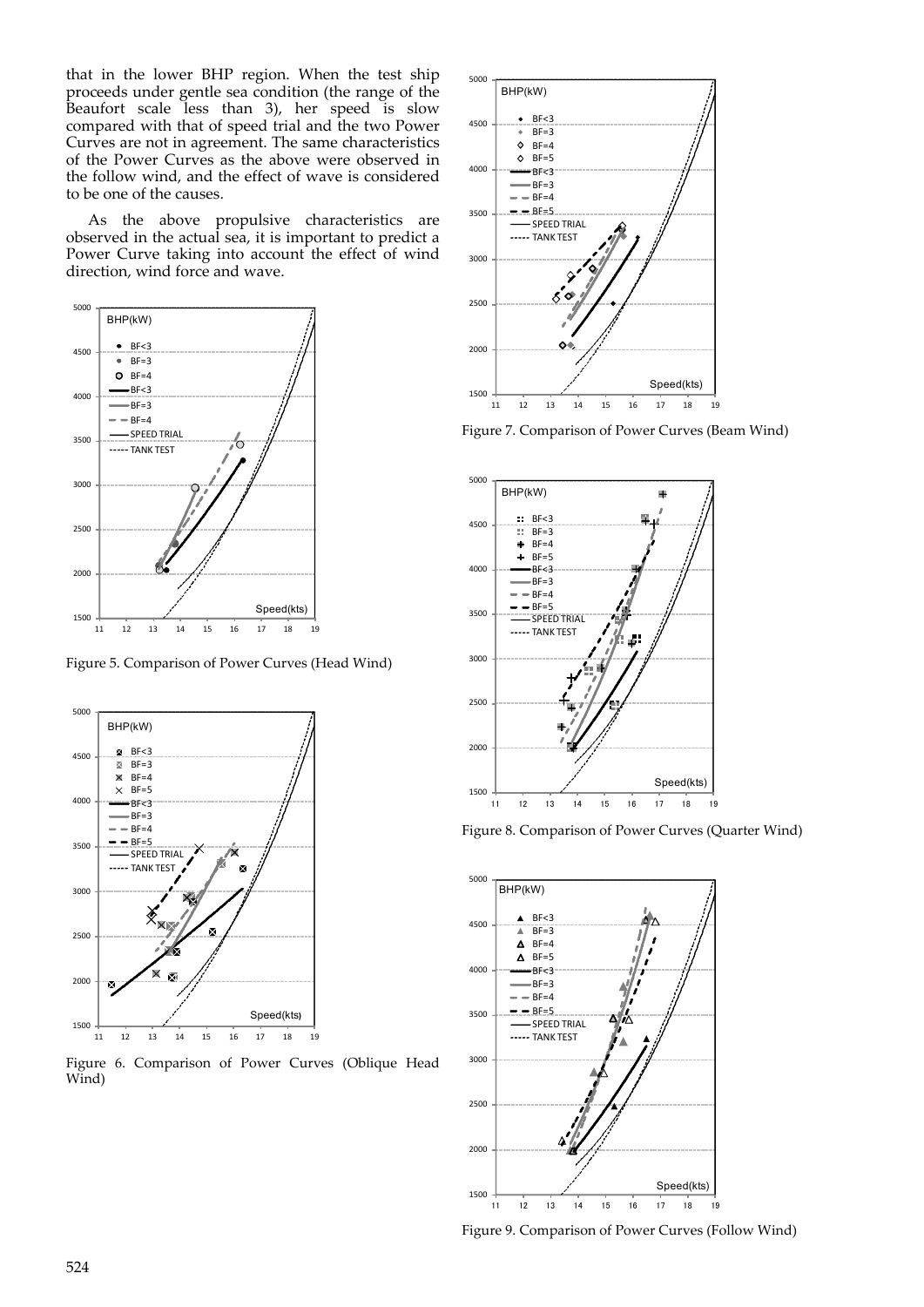that in the lower BHP region. When the test ship proceeds under gentle sea condition (the range of the Beaufort scale less than 3), her speed is slow compared with that of speed trial and the two Power Curves are not in agreement. The same characteristics of the Power Curves as the above were observed in the follow wind, and the effect of wave is considered to be one of the causes.

As the above propulsive characteristics are observed in the actual sea, it is important to predict a Power Curve taking into account the effect of wind direction, wind force and wave.

Figure 5. Comparison of Power Curves (Head Wind)

Figure 6. Comparison of Power Curves (Oblique Head Wind)

Figure 7. Comparison of Power Curves (Beam Wind)

Figure 8. Comparison of Power Curves (Quarter Wind)

Figure 9. Comparison of Power Curves (Follow Wind)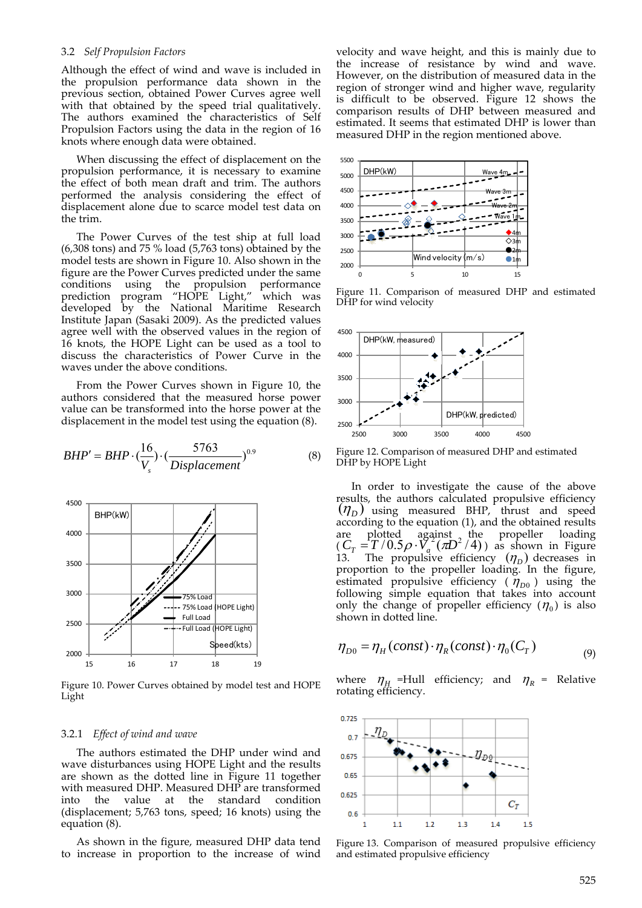### 3.2 *Self Propulsion Factors*

Although the effect of wind and wave is included in the propulsion performance data shown in the previous section, obtained Power Curves agree well with that obtained by the speed trial qualitatively. The authors examined the characteristics of Self Propulsion Factors using the data in the region of 16 knots where enough data were obtained.

When discussing the effect of displacement on the propulsion performance, it is necessary to examine the effect of both mean draft and trim. The authors performed the analysis considering the effect of displacement alone due to scarce model test data on the trim.

The Power Curves of the test ship at full load (6,308 tons) and 75 % load (5,763 tons) obtained by the model tests are shown in Figure 10. Also shown in the figure are the Power Curves predicted under the same conditions using the propulsion performance prediction program "HOPE Light," which was developed by the National Maritime Research Institute Japan (Sasaki 2009). As the predicted values agree well with the observed values in the region of 16 knots, the HOPE Light can be used as a tool to discuss the characteristics of Power Curve in the waves under the above conditions.

From the Power Curves shown in Figure 10, the authors considered that the measured horse power value can be transformed into the horse power at the displacement in the model test using the equation (8).

$$BHP' = BHP \cdot (\frac{16}{V_s}) \cdot (\frac{5763}{Displacement})^{0.9} \tag{8}$$

Figure 10. Power Curves obtained by model test and HOPE Light

#### 3.2.1 *Effect of wind and wave*

The authors estimated the DHP under wind and wave disturbances using HOPE Light and the results are shown as the dotted line in Figure 11 together with measured DHP. Measured DHP are transformed into the value at the standard condition (displacement; 5,763 tons, speed; 16 knots) using the equation (8).

As shown in the figure, measured DHP data tend to increase in proportion to the increase of wind velocity and wave height, and this is mainly due to the increase of resistance by wind and wave. However, on the distribution of measured data in the region of stronger wind and higher wave, regularity is difficult to be observed. Figure 12 shows the comparison results of DHP between measured and estimated. It seems that estimated DHP is lower than measured DHP in the region mentioned above.

Figure 11. Comparison of measured DHP and estimated DHP for wind velocity

Figure 12. Comparison of measured DHP and estimated DHP by HOPE Light

In order to investigate the cause of the above results, the authors calculated propulsive efficiency ($\eta_D$) using measured BHP, thrust and speed according to the equation (1), and the obtained results are plotted against the propeller loading ($C_T = T / 0.5\rho \cdot V_a^2 (\pi D^2 / 4)$) as shown in Figure 13. The propulsive efficiency ($\eta_D$) decreases in proportion to the propeller loading. In the figure, estimated propulsive efficiency ($\eta_{D0}$) using the following simple equation that takes into account only the change of propeller efficiency ($\eta_0$) is also shown in dotted line.

$$\eta_{D0} = \eta_H(const) \cdot \eta_R(const) \cdot \eta_0(C_T) \tag{9}$$

where $\eta_H$ =Hull efficiency; and $\eta_R$ = Relative rotating efficiency.

Figure 13. Comparison of measured propulsive efficiency and estimated propulsive efficiency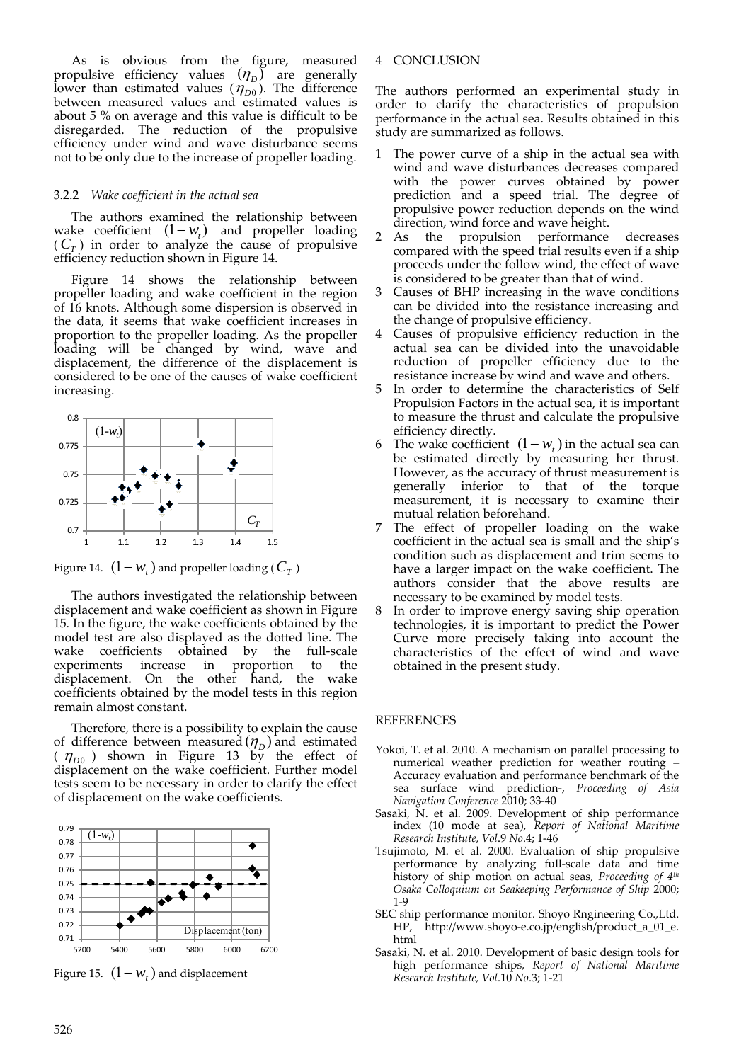As is obvious from the figure, measured propulsive efficiency values ($\eta_D$) are generally lower than estimated values ($\eta_{D0}$). The difference between measured values and estimated values is about 5 % on average and this value is difficult to be disregarded. The reduction of the propulsive efficiency under wind and wave disturbance seems not to be only due to the increase of propeller loading.

### 3.2.2 *Wake coefficient in the actual sea*

The authors examined the relationship between wake coefficient $(1-w_t)$ and propeller loading ($C_T$) in order to analyze the cause of propulsive efficiency reduction shown in Figure 14.

Figure 14 shows the relationship between propeller loading and wake coefficient in the region of 16 knots. Although some dispersion is observed in the data, it seems that wake coefficient increases in proportion to the propeller loading. As the propeller loading will be changed by wind, wave and displacement, the difference of the displacement is considered to be one of the causes of wake coefficient increasing.

(1-$w_t$)
0.8
0.775
0.75
0.725
0.7
1 1.1 1.2 1.3 1.4 1.5
$C_T$

Figure 14. $(1-w_t)$ and propeller loading ($C_T$)

The authors investigated the relationship between displacement and wake coefficient as shown in Figure 15. In the figure, the wake coefficients obtained by the model test are also displayed as the dotted line. The wake coefficients obtained by the full-scale experiments increase in proportion to the displacement. On the other hand, the wake coefficients obtained by the model tests in this region remain almost constant.

Therefore, there is a possibility to explain the cause of difference between measured ($\eta_D$) and estimated ($\eta_{D0}$) shown in Figure 13 by the effect of displacement on the wake coefficient. Further model tests seem to be necessary in order to clarify the effect of displacement on the wake coefficients.

(1-$w_t$)
0.79
0.78
0.77
0.76
0.75
0.74
0.73
0.72
0.71
5200 5400 5600 5800 6000 6200
Displacement (ton)

Figure 15. $(1-w_t)$ and displacement

## 4 CONCLUSION

The authors performed an experimental study in order to clarify the characteristics of propulsion performance in the actual sea. Results obtained in this study are summarized as follows.

1. The power curve of a ship in the actual sea with wind and wave disturbances decreases compared with the power curves obtained by power prediction and a speed trial. The degree of propulsive power reduction depends on the wind direction, wind force and wave height.
2. As the propulsion performance decreases compared with the speed trial results even if a ship proceeds under the follow wind, the effect of wave is considered to be greater than that of wind.
3. Causes of BHP increasing in the wave conditions can be divided into the resistance increasing and the change of propulsive efficiency.
4. Causes of propulsive efficiency reduction in the actual sea can be divided into the unavoidable reduction of propeller efficiency due to the resistance increase by wind and wave and others.
5. In order to determine the characteristics of Self Propulsion Factors in the actual sea, it is important to measure the thrust and calculate the propulsive efficiency directly.
6. The wake coefficient $(1-w_t)$ in the actual sea can be estimated directly by measuring her thrust. However, as the accuracy of thrust measurement is generally inferior to that of the torque measurement, it is necessary to examine their mutual relation beforehand.
7. The effect of propeller loading on the wake coefficient in the actual sea is small and the ship's condition such as displacement and trim seems to have a larger impact on the wake coefficient. The authors consider that the above results are necessary to be examined by model tests.
8. In order to improve energy saving ship operation technologies, it is important to predict the Power Curve more precisely taking into account the characteristics of the effect of wind and wave obtained in the present study.

## REFERENCES

Yokoi, T. et al. 2010. A mechanism on parallel processing to numerical weather prediction for weather routing – Accuracy evaluation and performance benchmark of the sea surface wind prediction-, *Proceeding of Asia Navigation Conference* 2010; 33-40

Sasaki, N. et al. 2009. Development of ship performance index (10 mode at sea), *Report of National Maritime Research Institute, Vol.9 No.4*; 1-46

Tsujimoto, M. et al. 2000. Evaluation of ship propulsive performance by analyzing full-scale data and time history of ship motion on actual seas, *Proceeding of 4th Osaka Colloquium on Seakeeping Performance of Ship* 2000; 1-9

SEC ship performance monitor. Shoyo Rngineering Co.,Ltd. HP, http://www.shoyo-e.co.jp/english/product_a_01_e.html

Sasaki, N. et al. 2010. Development of basic design tools for high performance ships, *Report of National Maritime Research Institute, Vol.10 No.3*; 1-21